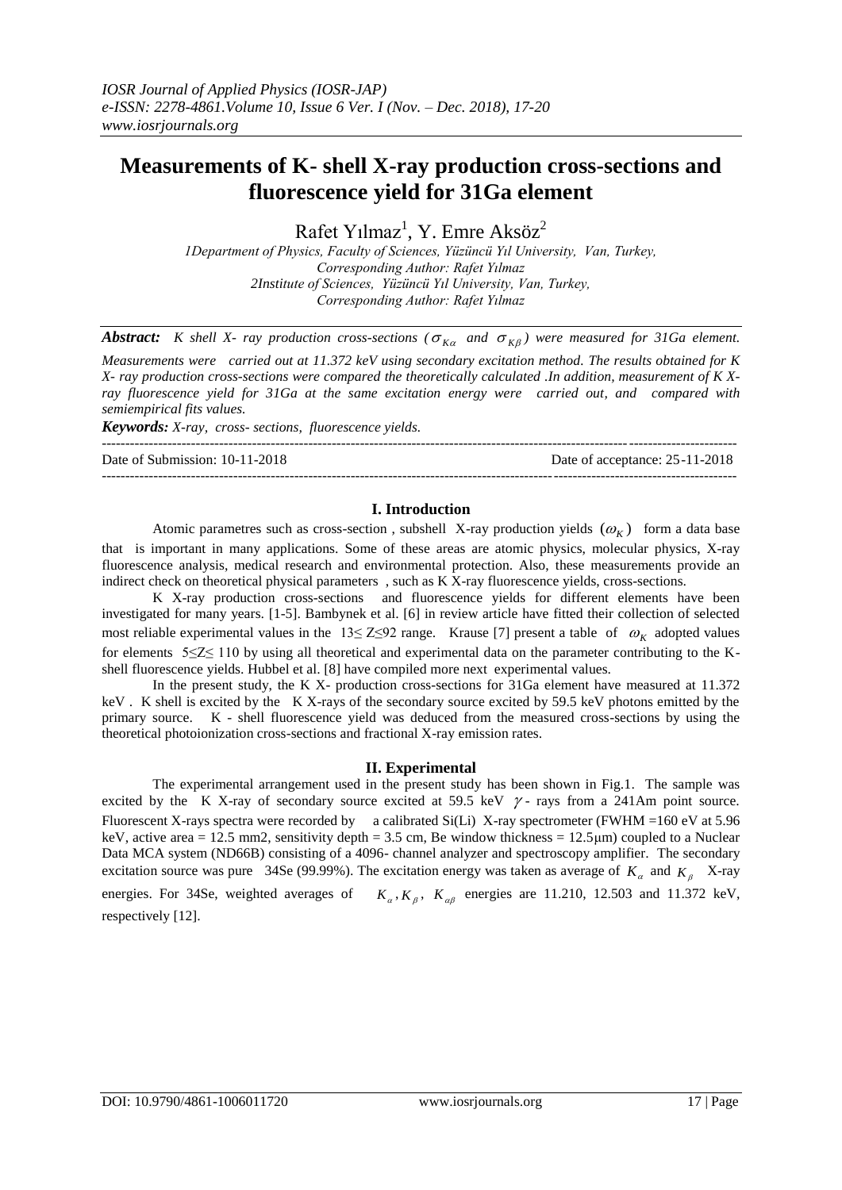# Measurements of K- shell X-ray production cross-sections and fluorescence yield for 31Ga element

Rafet Yılmaz[1], Y. Emre Aksöz[2]

*1Department of Physics, Faculty of Sciences, Yüzüncü Yıl University, Van, Turkey,*
*Corresponding Author: Rafet Yılmaz*
*2Institute of Sciences, Yüzüncü Yıl University, Van, Turkey,*
*Corresponding Author: Rafet Yılmaz*

***Abstract:*** *K shell X- ray production cross-sections ($\sigma_{K\alpha}$ and $\sigma_{K\beta}$) were measured for 31Ga element. Measurements were carried out at 11.372 keV using secondary excitation method. The results obtained for K X- ray production cross-sections were compared the theoretically calculated .In addition, measurement of K X-ray fluorescence yield for 31Ga at the same excitation energy were carried out, and compared with semiempirical fits values.*

***Keywords:*** *X-ray, cross- sections, fluorescence yields.*

---

Date of Submission: 10-11-2018 Date of acceptance: 25-11-2018

---

## I. Introduction

Atomic parametres such as cross-section , subshell X-ray production yields $(\omega_K)$ form a data base that is important in many applications. Some of these areas are atomic physics, molecular physics, X-ray fluorescence analysis, medical research and environmental protection. Also, these measurements provide an indirect check on theoretical physical parameters , such as K X-ray fluorescence yields, cross-sections.

K X-ray production cross-sections and fluorescence yields for different elements have been investigated for many years. [1-5]. Bambynek et al. [6] in review article have fitted their collection of selected most reliable experimental values in the 13≤ Z≤92 range. Krause [7] present a table of $\omega_K$ adopted values for elements 5≤Z≤ 110 by using all theoretical and experimental data on the parameter contributing to the K-shell fluorescence yields. Hubbel et al. [8] have compiled more next experimental values.

In the present study, the K X- production cross-sections for 31Ga element have measured at 11.372 keV . K shell is excited by the K X-rays of the secondary source excited by 59.5 keV photons emitted by the primary source. K - shell fluorescence yield was deduced from the measured cross-sections by using the theoretical photoionization cross-sections and fractional X-ray emission rates.

## II. Experimental

The experimental arrangement used in the present study has been shown in Fig.1. The sample was excited by the K X-ray of secondary source excited at 59.5 keV $\gamma$- rays from a 241Am point source. Fluorescent X-rays spectra were recorded by a calibrated Si(Li) X-ray spectrometer (FWHM =160 eV at 5.96 keV, active area = 12.5 mm2, sensitivity depth = 3.5 cm, Be window thickness = 12.5μm) coupled to a Nuclear Data MCA system (ND66B) consisting of a 4096- channel analyzer and spectroscopy amplifier. The secondary excitation source was pure 34Se (99.99%). The excitation energy was taken as average of $K_\alpha$ and $K_\beta$ X-ray energies. For 34Se, weighted averages of $K_\alpha, K_\beta,\ K_{\alpha\beta}$ energies are 11.210, 12.503 and 11.372 keV, respectively [12].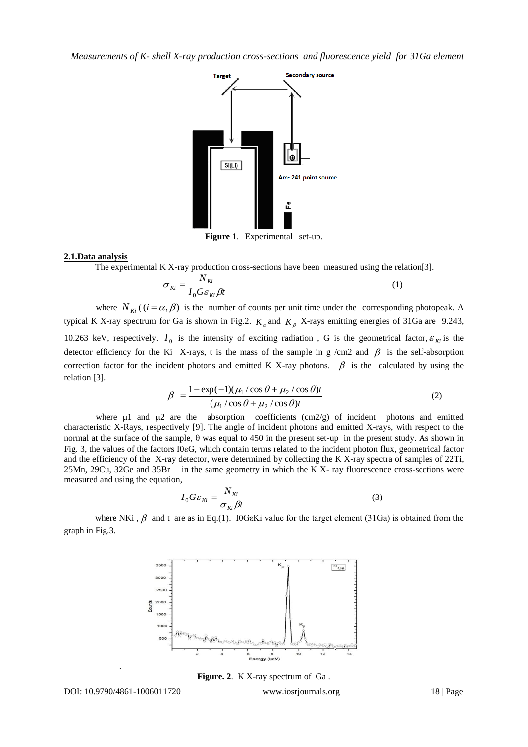Figure 1. Experimental set-up.

**2.1.Data analysis**

The experimental K X-ray production cross-sections have been measured using the relation[3].

$$\sigma_{Ki} = \frac{N_{Ki}}{I_0 G \varepsilon_{Ki} \beta t} \tag{1}$$

where $N_{Ki}$ ($(i = \alpha, \beta)$ is the number of counts per unit time under the corresponding photopeak. A typical K X-ray spectrum for Ga is shown in Fig.2. $K_\alpha$ and $K_\beta$ X-rays emitting energies of 31Ga are 9.243, 10.263 keV, respectively. $I_0$ is the intensity of exciting radiation , G is the geometrical factor, $\varepsilon_{Ki}$ is the detector efficiency for the Ki X-rays, t is the mass of the sample in g /cm2 and $\beta$ is the self-absorption correction factor for the incident photons and emitted K X-ray photons. $\beta$ is the calculated by using the relation [3].

$$\beta = \frac{1 - \exp(-1)(\mu_1 / \cos\theta + \mu_2 / \cos\theta)t}{(\mu_1 / \cos\theta + \mu_2 / \cos\theta)t} \tag{2}$$

where μ1 and μ2 are the absorption coefficients (cm2/g) of incident photons and emitted characteristic X-Rays, respectively [9]. The angle of incident photons and emitted X-rays, with respect to the normal at the surface of the sample, θ was equal to 450 in the present set-up in the present study. As shown in Fig. 3, the values of the factors I0εG, which contain terms related to the incident photon flux, geometrical factor and the efficiency of the X-ray detector, were determined by collecting the K X-ray spectra of samples of 22Ti, 25Mn, 29Cu, 32Ge and 35Br in the same geometry in which the K X- ray fluorescence cross-sections were measured and using the equation,

$$I_0 G \varepsilon_{Ki} = \frac{N_{Ki}}{\sigma_{Ki} \beta t} \tag{3}$$

where NKi , $\beta$ and t are as in Eq.(1). I0GεKi value for the target element (31Ga) is obtained from the graph in Fig.3.

Figure. 2. K X-ray spectrum of Ga .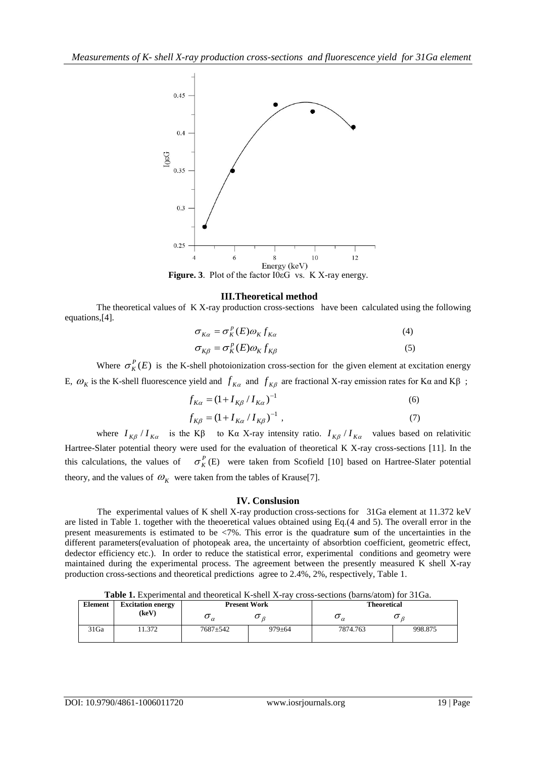**Figure. 3**. Plot of the factor I0εG vs. K X-ray energy.

## III.Theoretical method

The theoretical values of K X-ray production cross-sections have been calculated using the following equations,[4].

$$\sigma_{K\alpha} = \sigma_K^p(E)\omega_K f_{K\alpha} \tag{4}$$

$$\sigma_{K\beta} = \sigma_K^p(E)\omega_K f_{K\beta} \tag{5}$$

Where $\sigma_K^P(E)$ is the K-shell photoionization cross-section for the given element at excitation energy E, $\omega_K$ is the K-shell fluorescence yield and $f_{K\alpha}$ and $f_{K\beta}$ are fractional X-ray emission rates for Kα and Kβ ;

$$f_{K\alpha} = (1 + I_{K\beta} / I_{K\alpha})^{-1} \tag{6}$$

$$f_{K\beta} = (1 + I_{K\alpha} / I_{K\beta})^{-1} \; , \tag{7}$$

where $I_{K\beta} / I_{K\alpha}$ is the Kβ to Kα X-ray intensity ratio. $I_{K\beta} / I_{K\alpha}$ values based on relativitic Hartree-Slater potential theory were used for the evaluation of theoretical K X-ray cross-sections [11]. In the this calculations, the values of $\sigma_K^P$(E) were taken from Scofield [10] based on Hartree-Slater potential theory, and the values of $\omega_K$ were taken from the tables of Krause[7].

## IV. Conslusion

The experimental values of K shell X-ray production cross-sections for 31Ga element at 11.372 keV are listed in Table 1. together with the theoeretical values obtained using Eq.(4 and 5). The overall error in the present measurements is estimated to be <7%. This error is the quadrature **s**um of the uncertainties in the different parameters(evaluation of photopeak area, the uncertainty of absorbtion coefficient, geometric effect, dedector efficiency etc.). In order to reduce the statistical error, experimental conditions and geometry were maintained during the experimental process. The agreement between the presently measured K shell X-ray production cross-sections and theoretical predictions agree to 2.4%, 2%, respectively, Table 1.

**Table 1.** Experimental and theoretical K-shell X-ray cross-sections (barns/atom) for 31Ga.

| Element | Excitation energy (keV) | Present Work | | Theoretical | |
|---|---|---|---|---|---|
| | | $\sigma_\alpha$ | $\sigma_\beta$ | $\sigma_\alpha$ | $\sigma_\beta$ |
| 31Ga | 11.372 | 7687±542 | 979±64 | 7874.763 | 998.875 |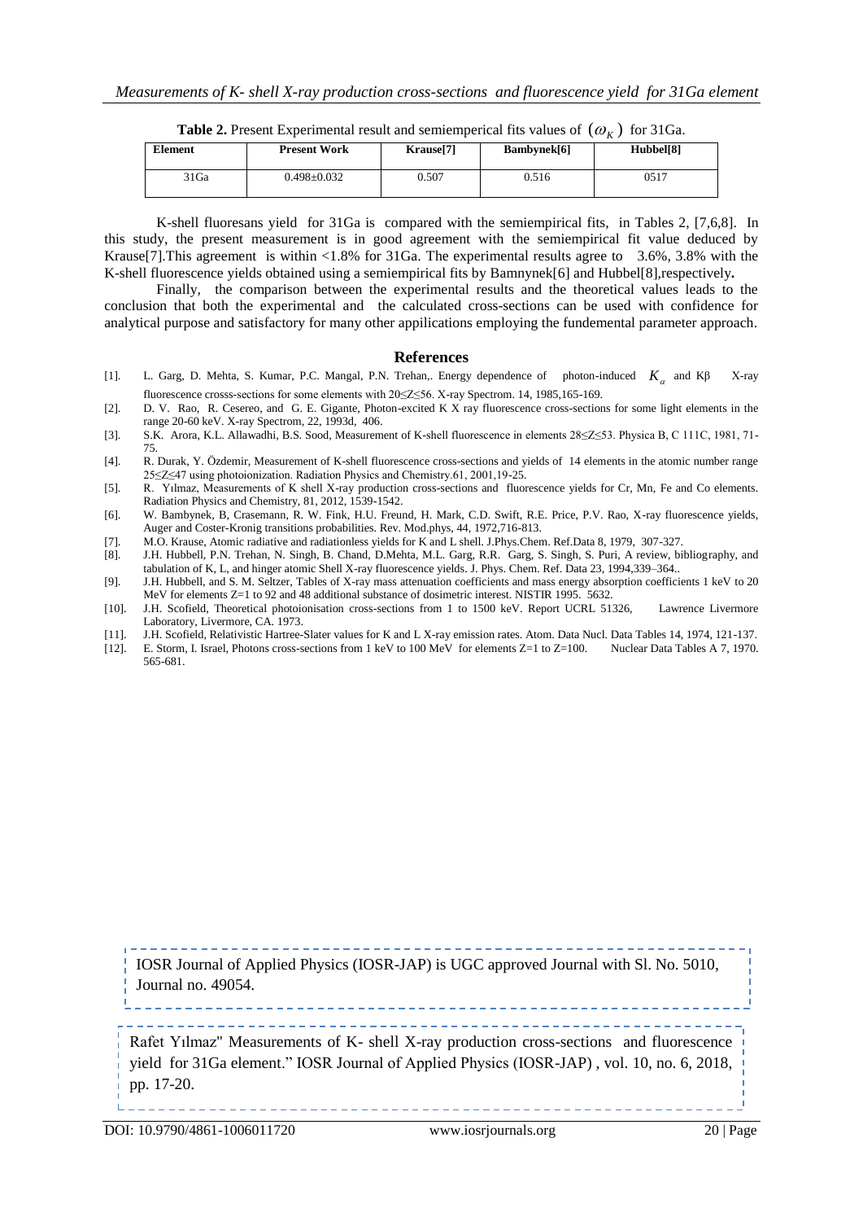**Table 2.** Present Experimental result and semiemperical fits values of $(\omega_K)$ for 31Ga.

| Element | Present Work | Krause[7] | Bambynek[6] | Hubbel[8] |
|---|---|---|---|---|
| 31Ga | 0.498±0.032 | 0.507 | 0.516 | 0517 |

K-shell fluoresans yield for 31Ga is compared with the semiempirical fits, in Tables 2, [7,6,8]. In this study, the present measurement is in good agreement with the semiempirical fit value deduced by Krause[7].This agreement is within <1.8% for 31Ga. The experimental results agree to 3.6%, 3.8% with the K-shell fluorescence yields obtained using a semiempirical fits by Bamnynek[6] and Hubbel[8],respectively**.**

Finally, the comparison between the experimental results and the theoretical values leads to the conclusion that both the experimental and the calculated cross-sections can be used with confidence for analytical purpose and satisfactory for many other appilications employing the fundemental parameter approach.

## References

[1]. L. Garg, D. Mehta, S. Kumar, P.C. Mangal, P.N. Trehan,. Energy dependence of photon-induced $K_\alpha$ and Kβ X-ray fluorescence crosss-sections for some elements with 20≤Z≤56. X-ray Spectrom. 14, 1985,165-169.

[2]. D. V. Rao, R. Cesereo, and G. E. Gigante, Photon-excited K X ray fluorescence cross-sections for some light elements in the range 20-60 keV. X-ray Spectrom, 22, 1993d, 406.

[3]. S.K. Arora, K.L. Allawadhi, B.S. Sood, Measurement of K-shell fluorescence in elements 28≤Z≤53. Physica B, C 111C, 1981, 71-75.

[4]. R. Durak, Y. Özdemir, Measurement of K-shell fluorescence cross-sections and yields of 14 elements in the atomic number range 25≤Z≤47 using photoionization. Radiation Physics and Chemistry.61, 2001,19-25.

[5]. R. Yılmaz, Measurements of K shell X-ray production cross-sections and fluorescence yields for Cr, Mn, Fe and Co elements. Radiation Physics and Chemistry, 81, 2012, 1539-1542.

[6]. W. Bambynek, B, Crasemann, R. W. Fink, H.U. Freund, H. Mark, C.D. Swift, R.E. Price, P.V. Rao, X-ray fluorescence yields, Auger and Coster-Kronig transitions probabilities. Rev. Mod.phys, 44, 1972,716-813.

[7]. M.O. Krause, Atomic radiative and radiationless yields for K and L shell. J.Phys.Chem. Ref.Data 8, 1979, 307-327.

[8]. J.H. Hubbell, P.N. Trehan, N. Singh, B. Chand, D.Mehta, M.L. Garg, R.R. Garg, S. Singh, S. Puri, A review, bibliography, and tabulation of K, L, and hinger atomic Shell X-ray fluorescence yields. J. Phys. Chem. Ref. Data 23, 1994,339–364..

[9]. J.H. Hubbell, and S. M. Seltzer, Tables of X-ray mass attenuation coefficients and mass energy absorption coefficients 1 keV to 20 MeV for elements Z=1 to 92 and 48 additional substance of dosimetric interest. NISTIR 1995. 5632.

[10]. J.H. Scofield, Theoretical photoionisation cross-sections from 1 to 1500 keV. Report UCRL 51326, Lawrence Livermore Laboratory, Livermore, CA. 1973.

[11]. J.H. Scofield, Relativistic Hartree-Slater values for K and L X-ray emission rates. Atom. Data Nucl. Data Tables 14, 1974, 121-137.

[12]. E. Storm, I. Israel, Photons cross-sections from 1 keV to 100 MeV for elements Z=1 to Z=100. Nuclear Data Tables A 7, 1970. 565-681.

IOSR Journal of Applied Physics (IOSR-JAP) is UGC approved Journal with Sl. No. 5010, Journal no. 49054.

Rafet Yılmaz" Measurements of K- shell X-ray production cross-sections and fluorescence yield for 31Ga element." IOSR Journal of Applied Physics (IOSR-JAP) , vol. 10, no. 6, 2018, pp. 17-20.